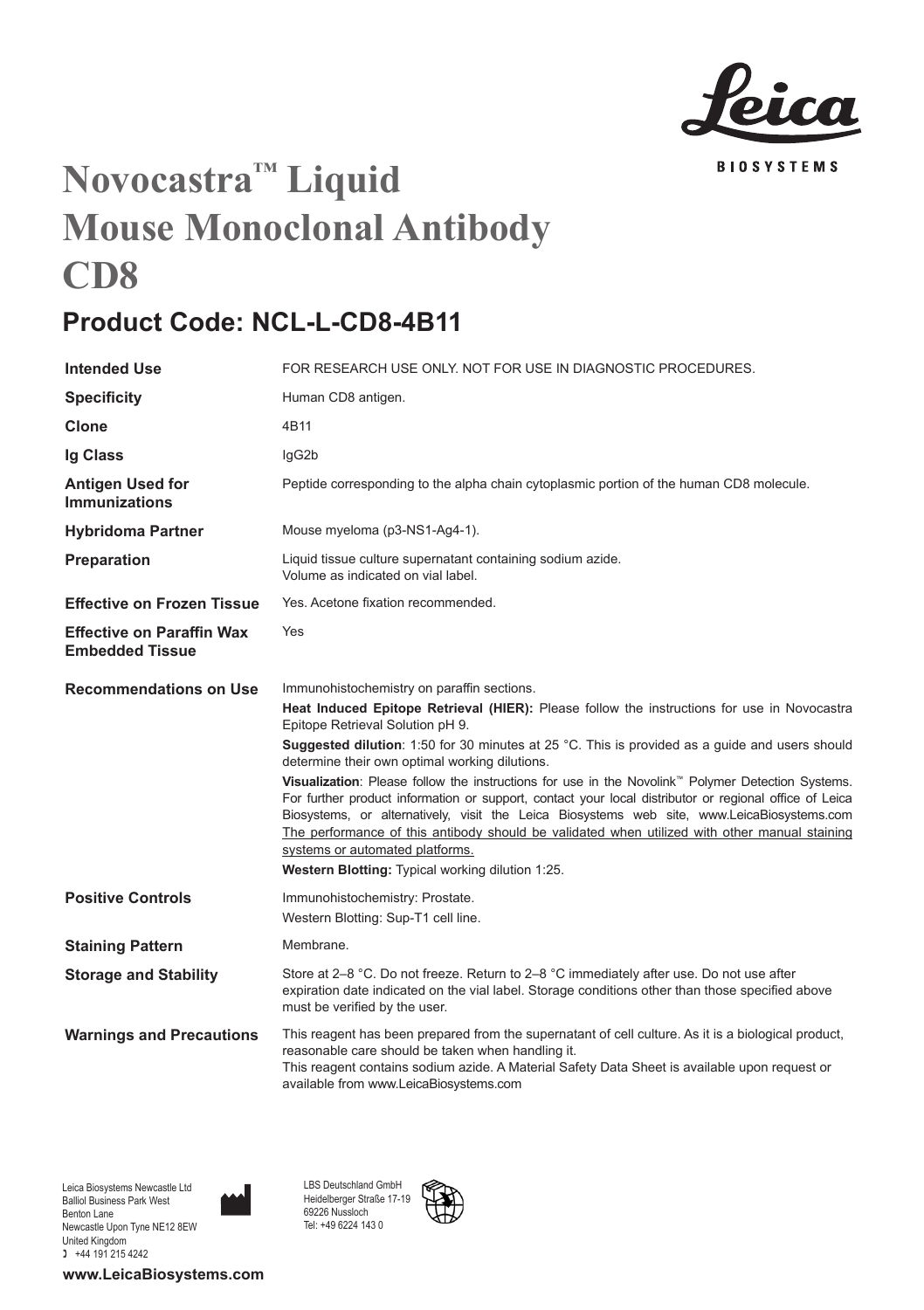# Novocastra™ Liquid Mouse Monoclonal Antibody CD8

## Product Code: NCL-L-CD8-4B11

| | |
|---|---|
| **Intended Use** | FOR RESEARCH USE ONLY. NOT FOR USE IN DIAGNOSTIC PROCEDURES. |
| **Specificity** | Human CD8 antigen. |
| **Clone** | 4B11 |
| **Ig Class** | IgG2b |
| **Antigen Used for Immunizations** | Peptide corresponding to the alpha chain cytoplasmic portion of the human CD8 molecule. |
| **Hybridoma Partner** | Mouse myeloma (p3-NS1-Ag4-1). |
| **Preparation** | Liquid tissue culture supernatant containing sodium azide. Volume as indicated on vial label. |
| **Effective on Frozen Tissue** | Yes. Acetone fixation recommended. |
| **Effective on Paraffin Wax Embedded Tissue** | Yes |
| **Recommendations on Use** | Immunohistochemistry on paraffin sections. **Heat Induced Epitope Retrieval (HIER):** Please follow the instructions for use in Novocastra Epitope Retrieval Solution pH 9. **Suggested dilution**: 1:50 for 30 minutes at 25 °C. This is provided as a guide and users should determine their own optimal working dilutions. **Visualization**: Please follow the instructions for use in the Novolink™ Polymer Detection Systems. For further product information or support, contact your local distributor or regional office of Leica Biosystems, or alternatively, visit the Leica Biosystems web site, www.LeicaBiosystems.com The performance of this antibody should be validated when utilized with other manual staining systems or automated platforms. **Western Blotting:** Typical working dilution 1:25. |
| **Positive Controls** | Immunohistochemistry: Prostate. Western Blotting: Sup-T1 cell line. |
| **Staining Pattern** | Membrane. |
| **Storage and Stability** | Store at 2–8 °C. Do not freeze. Return to 2–8 °C immediately after use. Do not use after expiration date indicated on the vial label. Storage conditions other than those specified above must be verified by the user. |
| **Warnings and Precautions** | This reagent has been prepared from the supernatant of cell culture. As it is a biological product, reasonable care should be taken when handling it. This reagent contains sodium azide. A Material Safety Data Sheet is available upon request or available from www.LeicaBiosystems.com |

Leica Biosystems Newcastle Ltd
Balliol Business Park West
Benton Lane
Newcastle Upon Tyne NE12 8EW
United Kingdom
+44 191 215 4242

LBS Deutschland GmbH
Heidelberger Straße 17-19
69226 Nussloch
Tel: +49 6224 143 0

www.LeicaBiosystems.com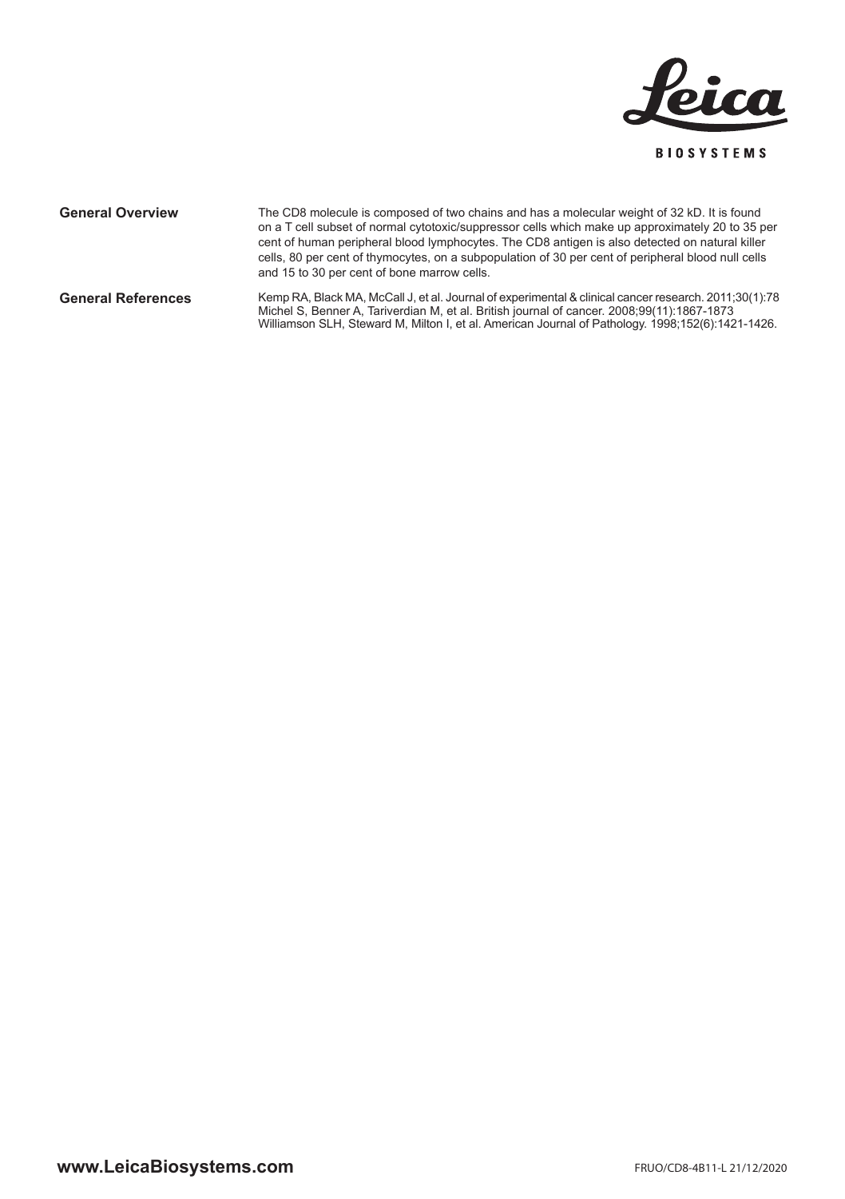**General Overview**

The CD8 molecule is composed of two chains and has a molecular weight of 32 kD. It is found on a T cell subset of normal cytotoxic/suppressor cells which make up approximately 20 to 35 per cent of human peripheral blood lymphocytes. The CD8 antigen is also detected on natural killer cells, 80 per cent of thymocytes, on a subpopulation of 30 per cent of peripheral blood null cells and 15 to 30 per cent of bone marrow cells.

**General References**

Kemp RA, Black MA, McCall J, et al. Journal of experimental & clinical cancer research. 2011;30(1):78
Michel S, Benner A, Tariverdian M, et al. British journal of cancer. 2008;99(11):1867-1873
Williamson SLH, Steward M, Milton I, et al. American Journal of Pathology. 1998;152(6):1421-1426.

**www.LeicaBiosystems.com**

FRUO/CD8-4B11-L 21/12/2020